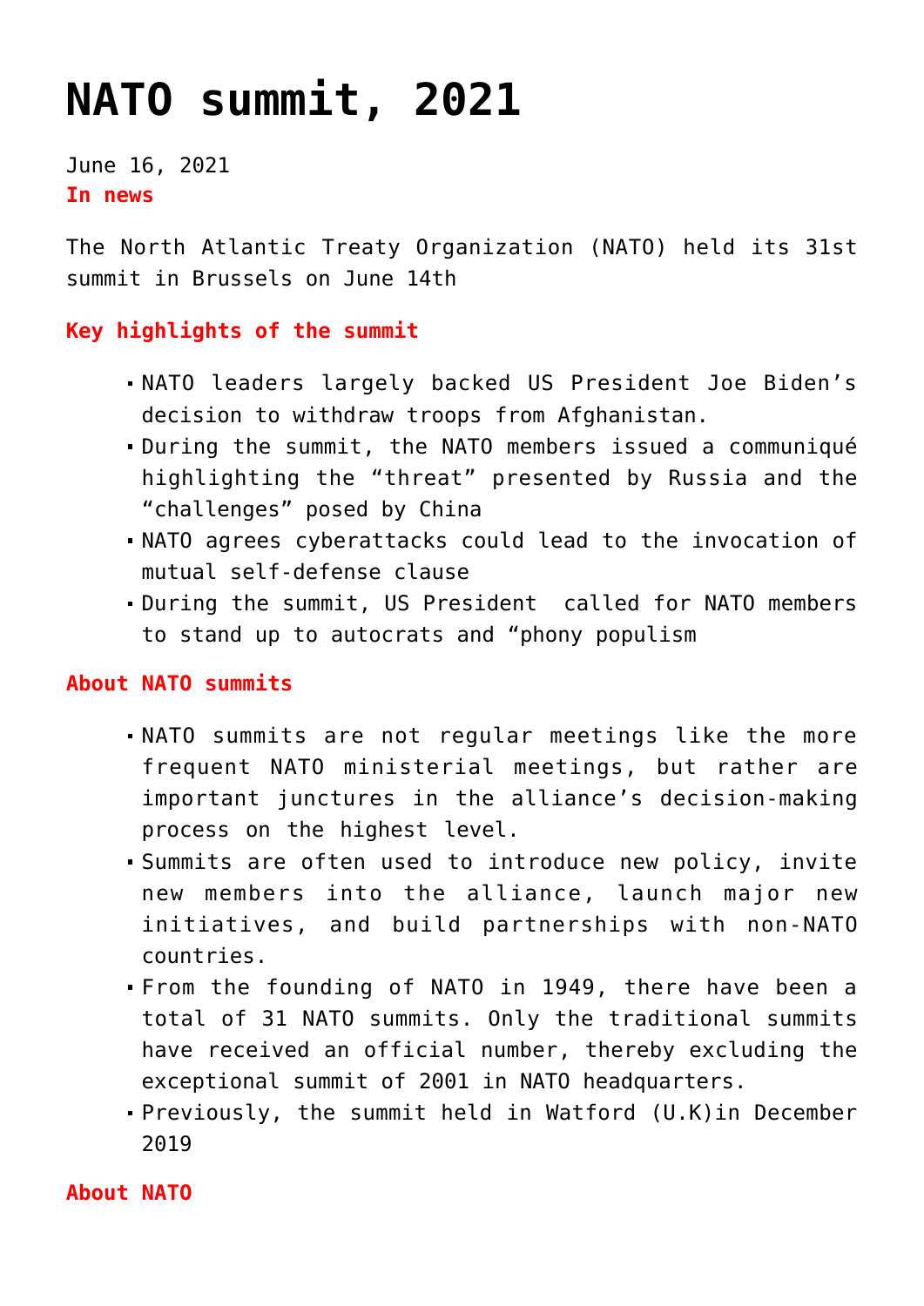# NATO summit, 2021

June 16, 2021

**In news**

The North Atlantic Treaty Organization (NATO) held its 31st summit in Brussels on June 14th

**Key highlights of the summit**

- NATO leaders largely backed US President Joe Biden's decision to withdraw troops from Afghanistan.
- During the summit, the NATO members issued a communiqué highlighting the "threat" presented by Russia and the "challenges" posed by China
- NATO agrees cyberattacks could lead to the invocation of mutual self-defense clause
- During the summit, US President  called for NATO members to stand up to autocrats and "phony populism

**About NATO summits**

- NATO summits are not regular meetings like the more frequent NATO ministerial meetings, but rather are important junctures in the alliance's decision-making process on the highest level.
- Summits are often used to introduce new policy, invite new members into the alliance, launch major new initiatives, and build partnerships with non-NATO countries.
- From the founding of NATO in 1949, there have been a total of 31 NATO summits. Only the traditional summits have received an official number, thereby excluding the exceptional summit of 2001 in NATO headquarters.
- Previously, the summit held in Watford (U.K)in December 2019

**About NATO**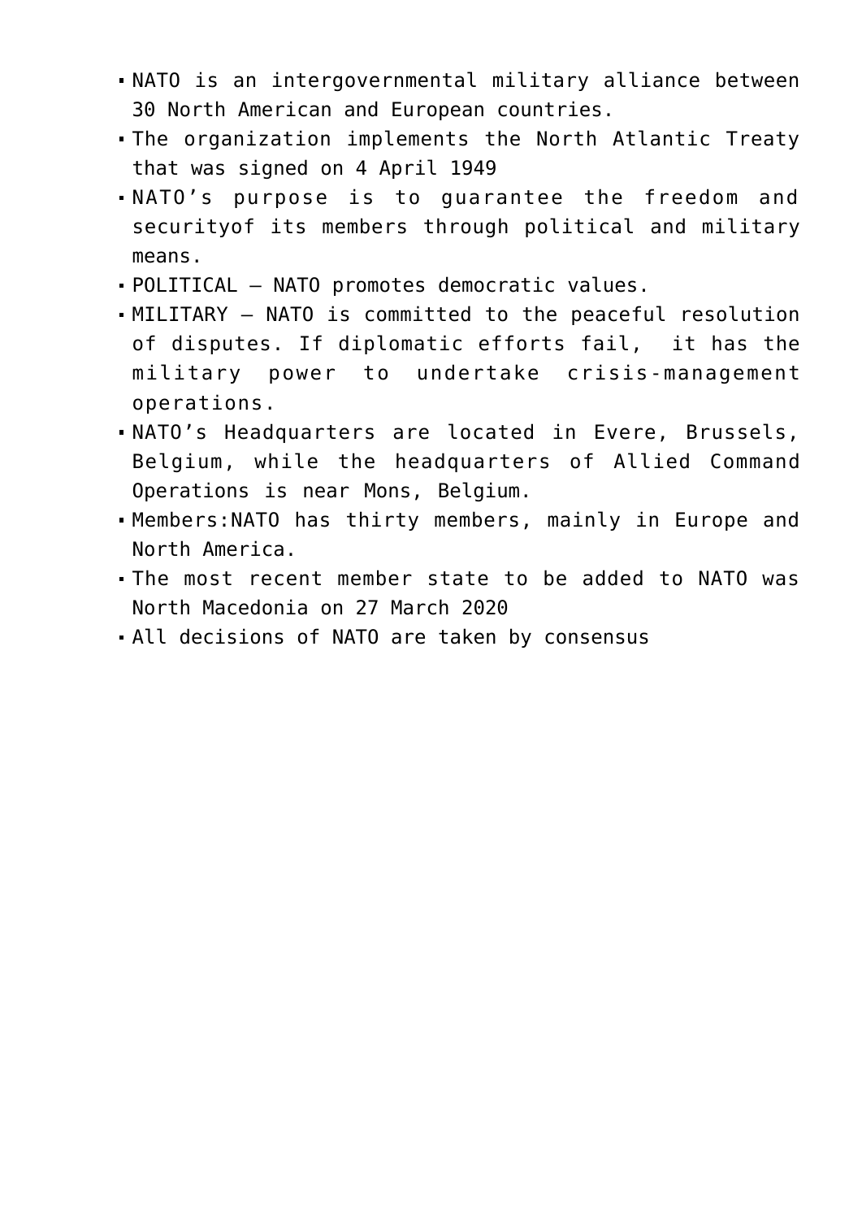- NATO is an intergovernmental military alliance between 30 North American and European countries.
- The organization implements the North Atlantic Treaty that was signed on 4 April 1949
- NATO's purpose is to guarantee the freedom and securityof its members through political and military means.
- POLITICAL – NATO promotes democratic values.
- MILITARY – NATO is committed to the peaceful resolution of disputes. If diplomatic efforts fail, it has the military power to undertake crisis-management operations.
- NATO's Headquarters are located in Evere, Brussels, Belgium, while the headquarters of Allied Command Operations is near Mons, Belgium.
- Members:NATO has thirty members, mainly in Europe and North America.
- The most recent member state to be added to NATO was North Macedonia on 27 March 2020
- All decisions of NATO are taken by consensus